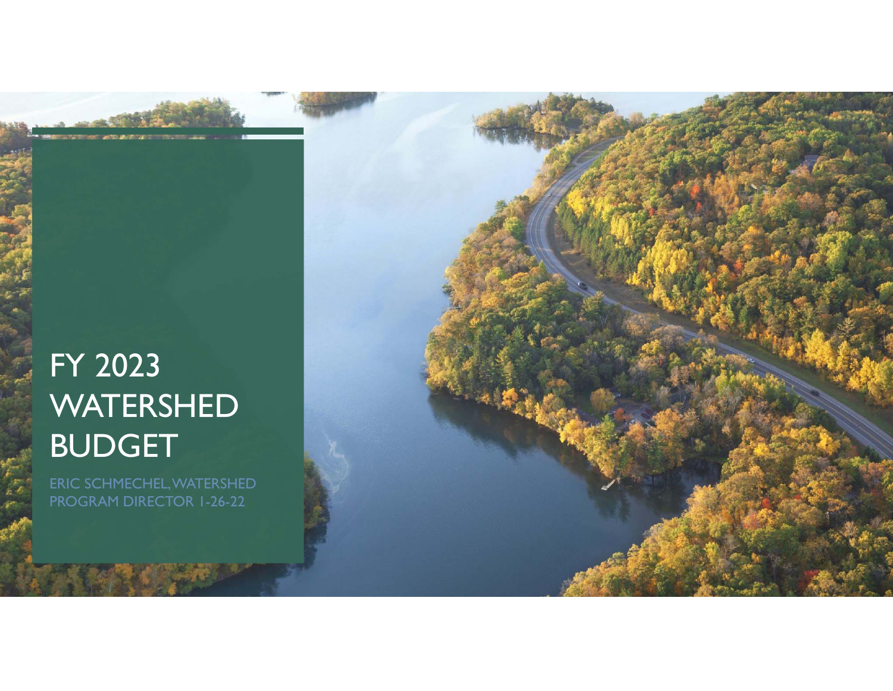# FY 2023 WATERSHED BUDGET

ERIC SCHMECHEL, WATERSHED PROGRAM DIRECTOR 1-26-22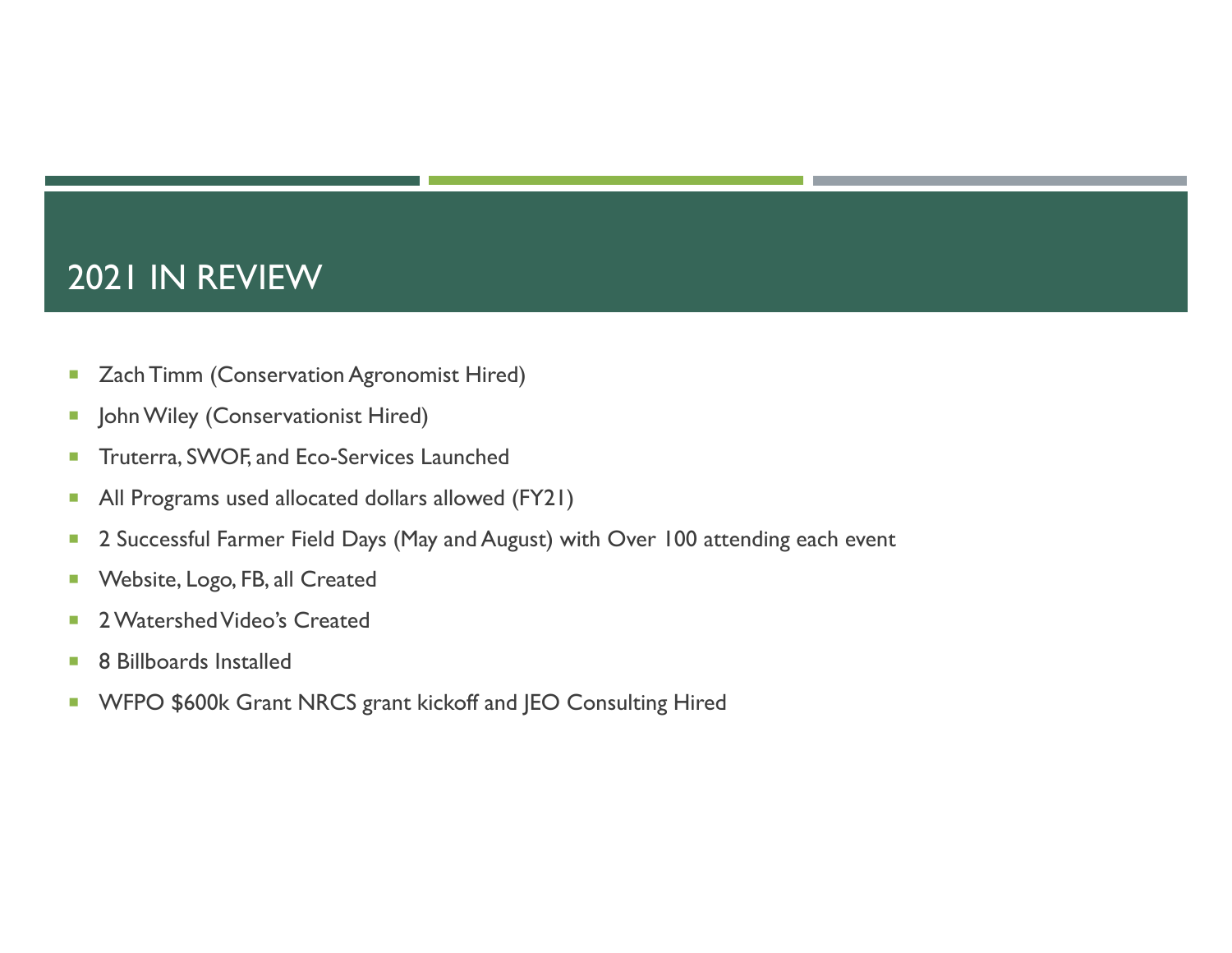# 2021 IN REVIEW

- Zach Timm (Conservation Agronomist Hired)
- John Wiley (Conservationist Hired)
- Truterra, SWOF, and Eco-Services Launched
- All Programs used allocated dollars allowed (FY21)
- 2 Successful Farmer Field Days (May and August) with Over 100 attending each event
- Website, Logo, FB, all Created
- 2 Watershed Video's Created
- 8 Billboards Installed
- WFPO $600k Grant NRCS grant kickoff and JEO Consulting Hired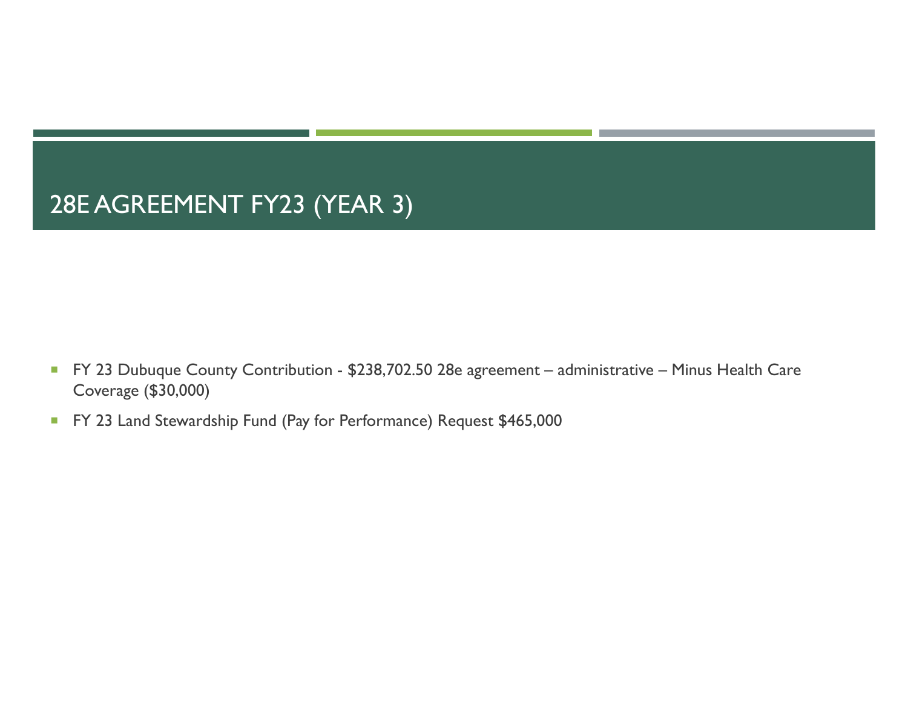# 28E AGREEMENT FY23 (YEAR 3)

- FY 23 Dubuque County Contribution - $238,702.50 28e agreement – administrative – Minus Health Care Coverage ($30,000)
- FY 23 Land Stewardship Fund (Pay for Performance) Request $465,000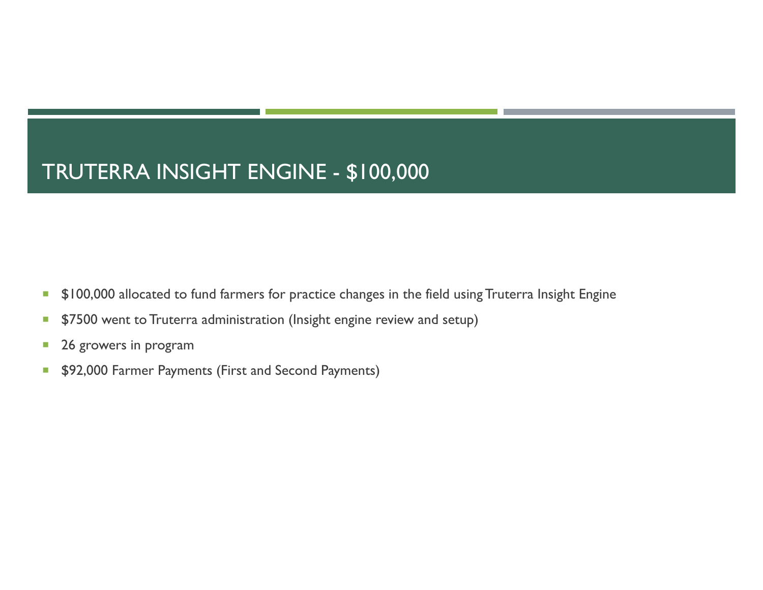# TRUTERRA INSIGHT ENGINE - $100,000

- $100,000 allocated to fund farmers for practice changes in the field using Truterra Insight Engine
- $7500 went to Truterra administration (Insight engine review and setup)
- 26 growers in program
- $92,000 Farmer Payments (First and Second Payments)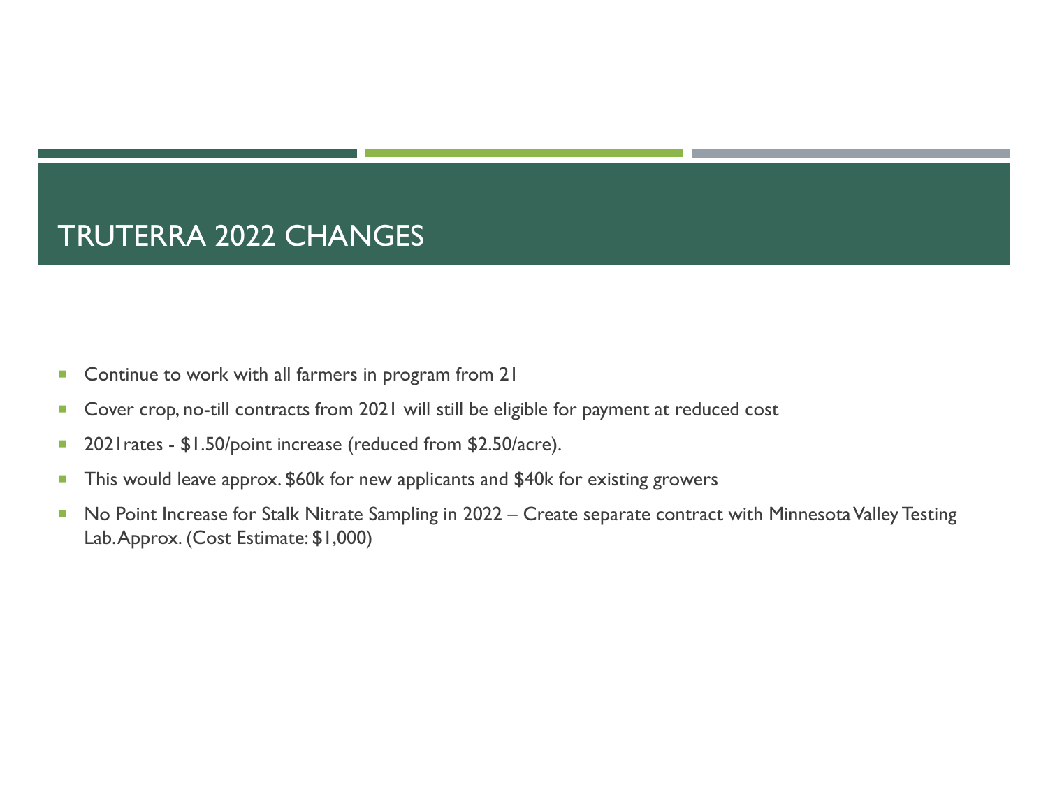# TRUTERRA 2022 CHANGES

- Continue to work with all farmers in program from 21
- Cover crop, no-till contracts from 2021 will still be eligible for payment at reduced cost
- 2021rates - $1.50/point increase (reduced from $2.50/acre).
- This would leave approx. $60k for new applicants and $40k for existing growers
- No Point Increase for Stalk Nitrate Sampling in 2022 – Create separate contract with Minnesota Valley Testing Lab. Approx. (Cost Estimate: $1,000)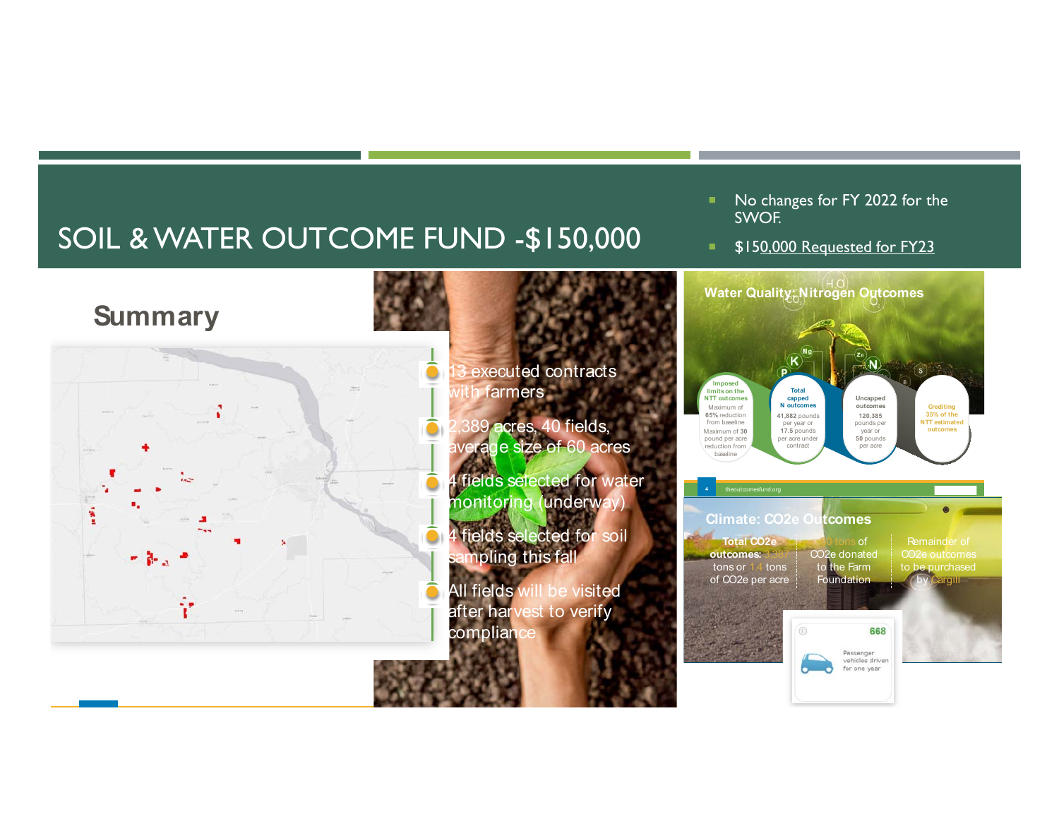# SOIL & WATER OUTCOME FUND -$150,000

- No changes for FY 2022 for the SWOF.
- $150,000 Requested for FY23

## Summary

- 13 executed contracts with farmers
- 2,389 acres, 40 fields, average size of 60 acres
- 4 fields selected for water monitoring (underway)
- 4 fields selected for soil sampling this fall
- All fields will be visited after harvest to verify compliance

### Water Quality: Nitrogen Outcomes

- **Imposed limits on the NTT outcomes**: Maximum of **65%** reduction from baseline; Maximum of **30** pound per acre reduction from baseline
- **Total capped N outcomes**: **41,882** pounds per year or **17.5** pounds per acre under contract
- **Uncapped outcomes**: **120,385** pounds per year or **50** pounds per acre
- **Crediting 35% of the NTT estimated outcomes**

theoutcomesfund.org

### Climate: $CO_2e$ Outcomes

- **Total $CO_2e$ outcomes:** 3,387 tons or 1.4 tons of $CO_2e$ per acre
- 339 tons of $CO_2e$ donated to the Farm Foundation
- Remainder of $CO_2e$ outcomes to be purchased by Cargill

668 Passenger vehicles driven for one year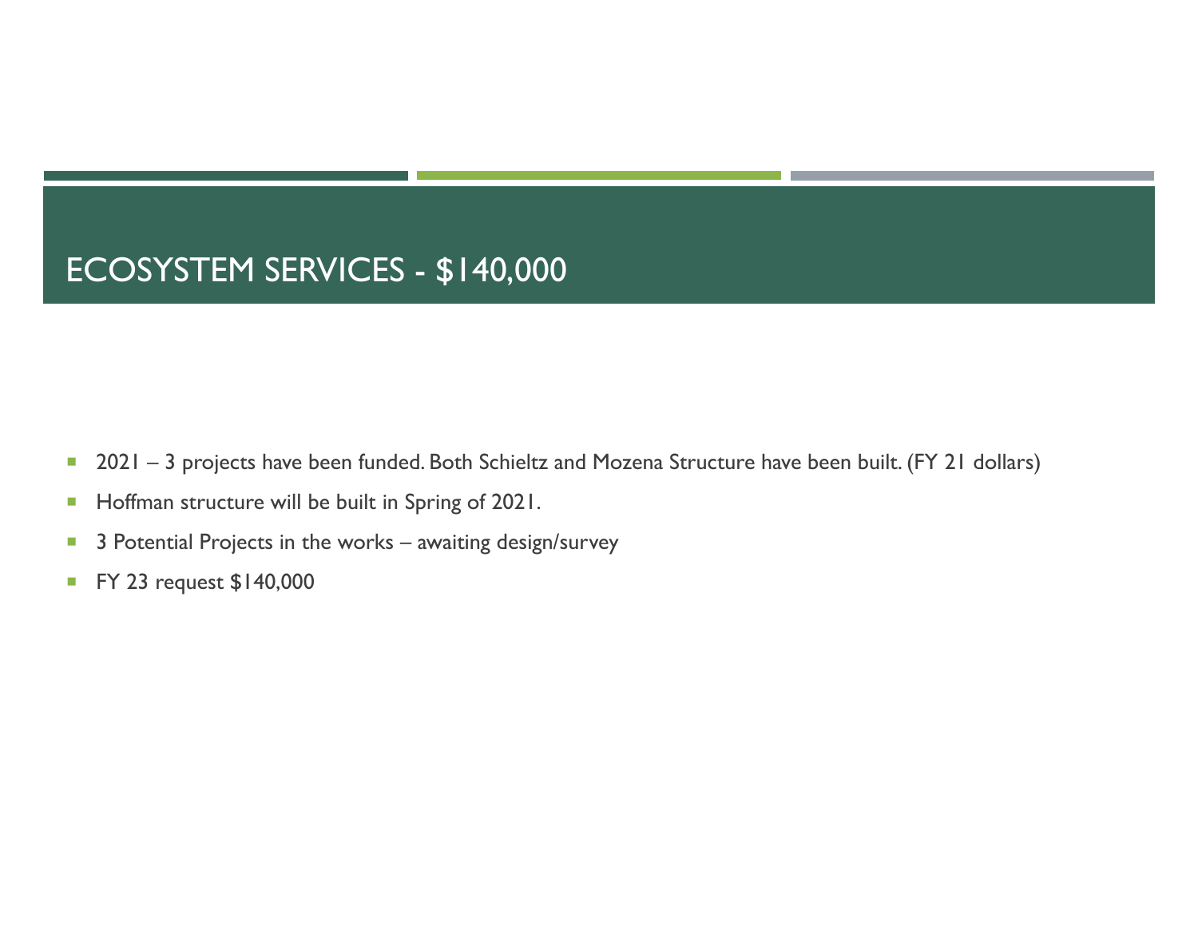# ECOSYSTEM SERVICES - $140,000

- 2021 – 3 projects have been funded. Both Schieltz and Mozena Structure have been built. (FY 21 dollars)
- Hoffman structure will be built in Spring of 2021.
- 3 Potential Projects in the works – awaiting design/survey
- FY 23 request $140,000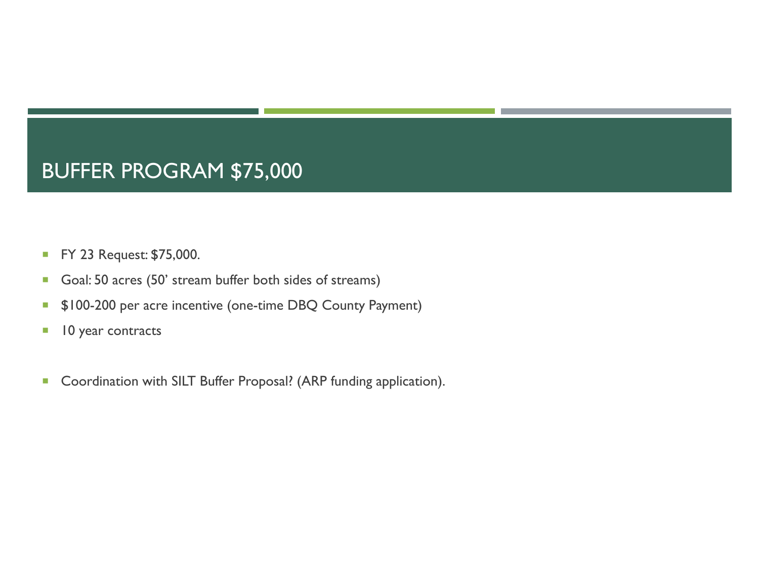# BUFFER PROGRAM $75,000

- FY 23 Request: $75,000.
- Goal: 50 acres (50' stream buffer both sides of streams)
- $100-200 per acre incentive (one-time DBQ County Payment)
- 10 year contracts

- Coordination with SILT Buffer Proposal? (ARP funding application).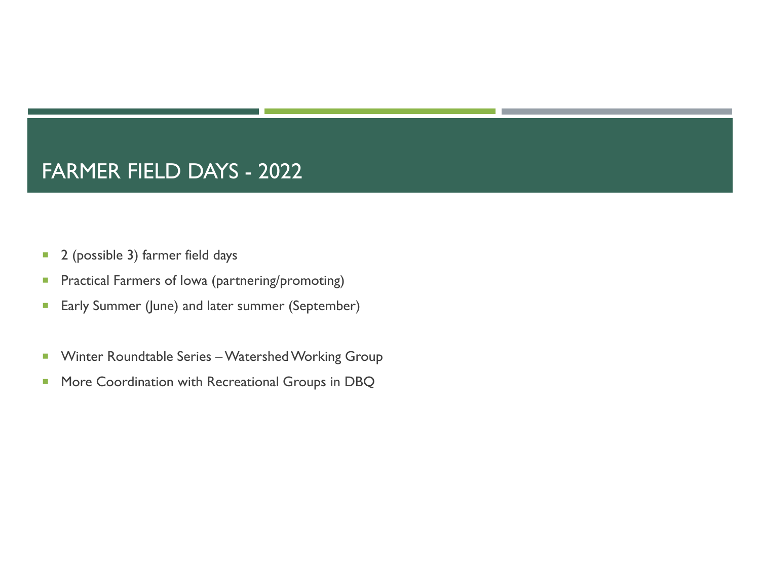# FARMER FIELD DAYS - 2022

- 2 (possible 3) farmer field days
- Practical Farmers of Iowa (partnering/promoting)
- Early Summer (June) and later summer (September)

- Winter Roundtable Series – Watershed Working Group
- More Coordination with Recreational Groups in DBQ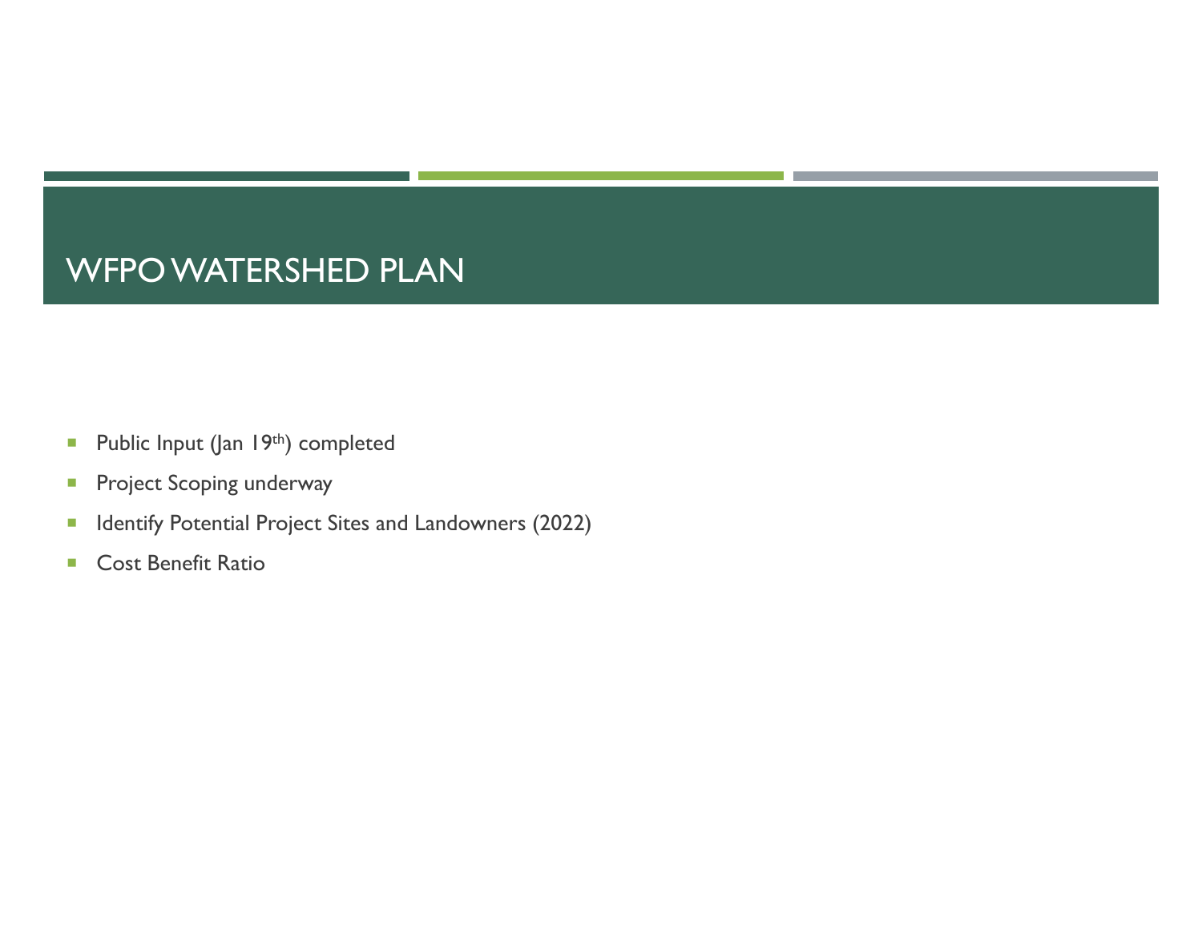# WFPO WATERSHED PLAN

- Public Input (Jan 19th) completed
- Project Scoping underway
- Identify Potential Project Sites and Landowners (2022)
- Cost Benefit Ratio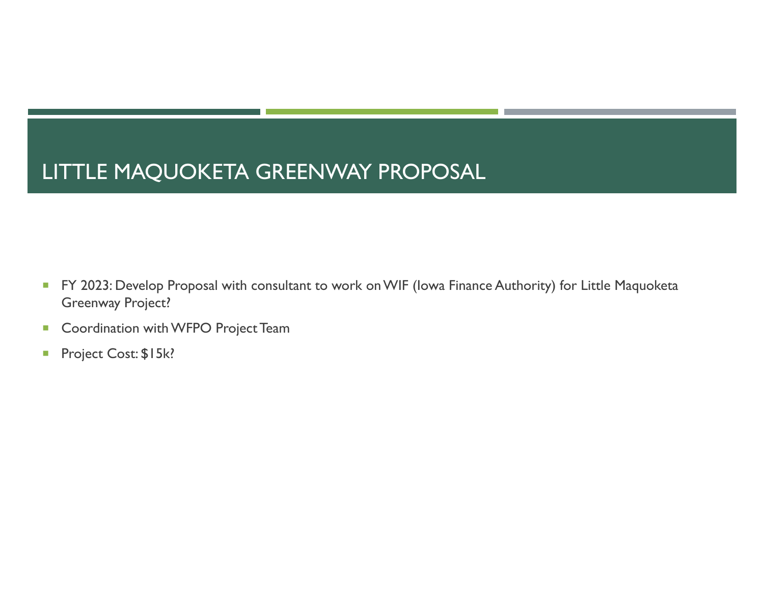# LITTLE MAQUOKETA GREENWAY PROPOSAL

- FY 2023: Develop Proposal with consultant to work on WIF (Iowa Finance Authority) for Little Maquoketa Greenway Project?
- Coordination with WFPO Project Team
- Project Cost: $15k?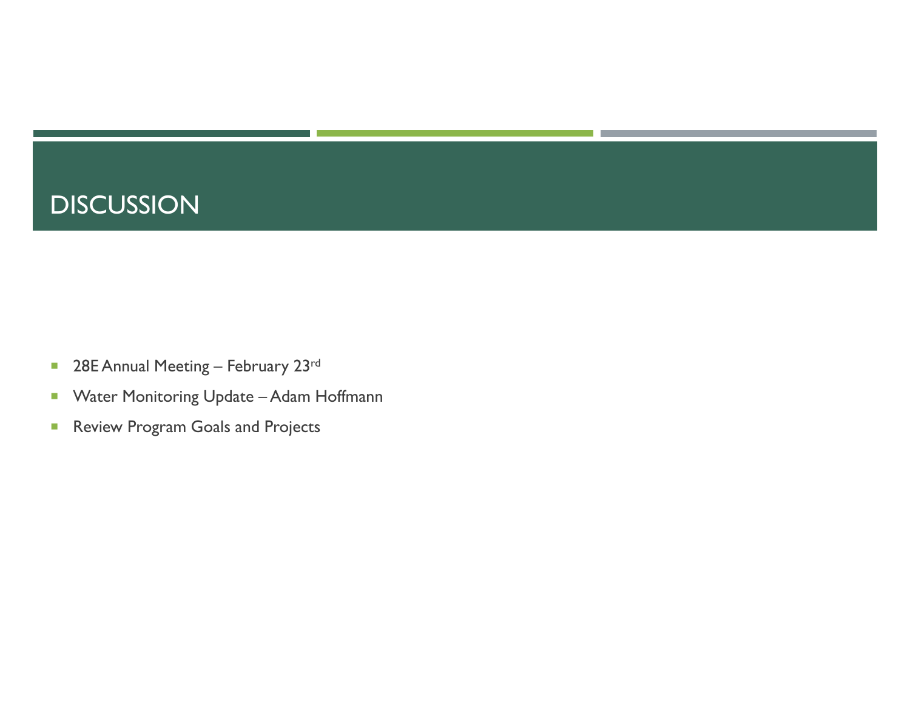# DISCUSSION

- 28E Annual Meeting – February 23rd
- Water Monitoring Update – Adam Hoffmann
- Review Program Goals and Projects